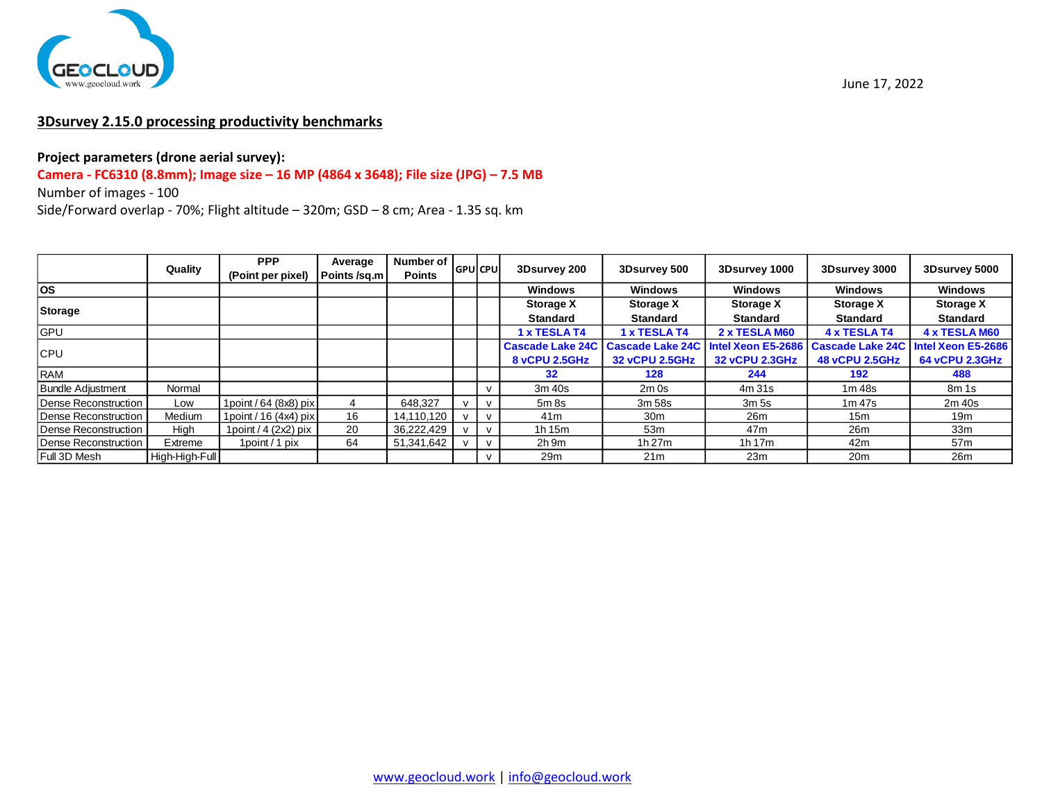GEOCLOUD www.geocloud.work

June 17, 2022

## 3Dsurvey 2.15.0 processing productivity benchmarks

**Project parameters (drone aerial survey):**

**Camera - FC6310 (8.8mm); Image size – 16 MP (4864 x 3648); File size (JPG) – 7.5 MB**

Number of images - 100

Side/Forward overlap - 70%; Flight altitude – 320m; GSD – 8 cm; Area - 1.35 sq. km

| | Quality | PPP (Point per pixel) | Average Points /sq.m | Number of Points | GPU | CPU | 3Dsurvey 200 | 3Dsurvey 500 | 3Dsurvey 1000 | 3Dsurvey 3000 | 3Dsurvey 5000 |
|---|---|---|---|---|---|---|---|---|---|---|---|
| **OS** | | | | | | | Windows | Windows | Windows | Windows | Windows |
| **Storage** | | | | | | | Storage X Standard | Storage X Standard | Storage X Standard | Storage X Standard | Storage X Standard |
| GPU | | | | | | | 1 x TESLA T4 | 1 x TESLA T4 | 2 x TESLA M60 | 4 x TESLA T4 | 4 x TESLA M60 |
| CPU | | | | | | | Cascade Lake 24C 8 vCPU 2.5GHz | Cascade Lake 24C 32 vCPU 2.5GHz | Intel Xeon E5-2686 32 vCPU 2.3GHz | Cascade Lake 24C 48 vCPU 2.5GHz | Intel Xeon E5-2686 64 vCPU 2.3GHz |
| RAM | | | | | | | 32 | 128 | 244 | 192 | 488 |
| Bundle Adjustment | Normal | | | | | v | 3m 40s | 2m 0s | 4m 31s | 1m 48s | 8m 1s |
| Dense Reconstruction | Low | 1point / 64 (8x8) pix | 4 | 648,327 | v | v | 5m 8s | 3m 58s | 3m 5s | 1m 47s | 2m 40s |
| Dense Reconstruction | Medium | 1point / 16 (4x4) pix | 16 | 14,110,120 | v | v | 41m | 30m | 26m | 15m | 19m |
| Dense Reconstruction | High | 1point / 4 (2x2) pix | 20 | 36,222,429 | v | v | 1h 15m | 53m | 47m | 26m | 33m |
| Dense Reconstruction | Extreme | 1point / 1 pix | 64 | 51,341,642 | v | v | 2h 9m | 1h 27m | 1h 17m | 42m | 57m |
| Full 3D Mesh | High-High-Full | | | | | v | 29m | 21m | 23m | 20m | 26m |

www.geocloud.work | info@geocloud.work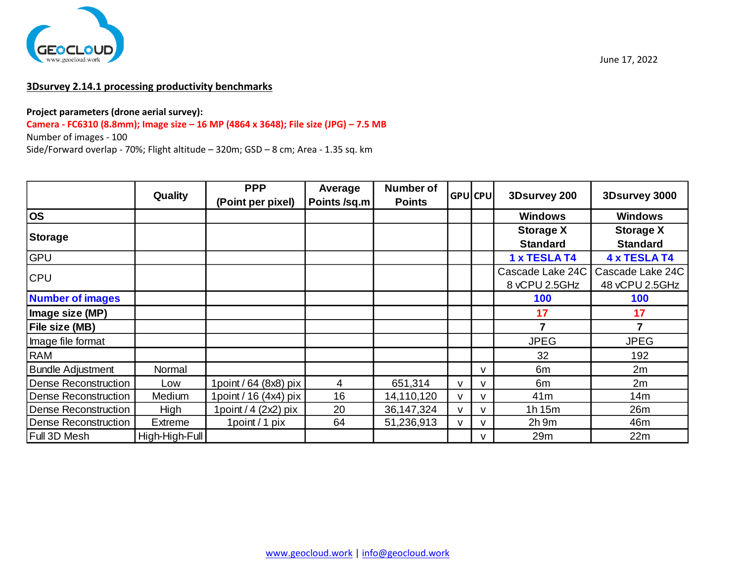June 17, 2022

## 3Dsurvey 2.14.1 processing productivity benchmarks

**Project parameters (drone aerial survey):**

**Camera - FC6310 (8.8mm); Image size – 16 MP (4864 x 3648); File size (JPG) – 7.5 MB**

Number of images - 100

Side/Forward overlap - 70%; Flight altitude – 320m; GSD – 8 cm; Area - 1.35 sq. km

| | Quality | PPP (Point per pixel) | Average Points /sq.m | Number of Points | GPU | CPU | 3Dsurvey 200 | 3Dsurvey 3000 |
|---|---|---|---|---|---|---|---|---|
| **OS** | | | | | | | **Windows** | **Windows** |
| **Storage** | | | | | | | **Storage X Standard** | **Storage X Standard** |
| GPU | | | | | | | **1 x TESLA T4** | **4 x TESLA T4** |
| CPU | | | | | | | Cascade Lake 24C 8 vCPU 2.5GHz | Cascade Lake 24C 48 vCPU 2.5GHz |
| **Number of images** | | | | | | | **100** | **100** |
| **Image size (MP)** | | | | | | | **17** | **17** |
| **File size (MB)** | | | | | | | **7** | **7** |
| Image file format | | | | | | | JPEG | JPEG |
| RAM | | | | | | | 32 | 192 |
| Bundle Adjustment | Normal | | | | | v | 6m | 2m |
| Dense Reconstruction | Low | 1point / 64 (8x8) pix | 4 | 651,314 | v | v | 6m | 2m |
| Dense Reconstruction | Medium | 1point / 16 (4x4) pix | 16 | 14,110,120 | v | v | 41m | 14m |
| Dense Reconstruction | High | 1point / 4 (2x2) pix | 20 | 36,147,324 | v | v | 1h 15m | 26m |
| Dense Reconstruction | Extreme | 1point / 1 pix | 64 | 51,236,913 | v | v | 2h 9m | 46m |
| Full 3D Mesh | High-High-Full | | | | | v | 29m | 22m |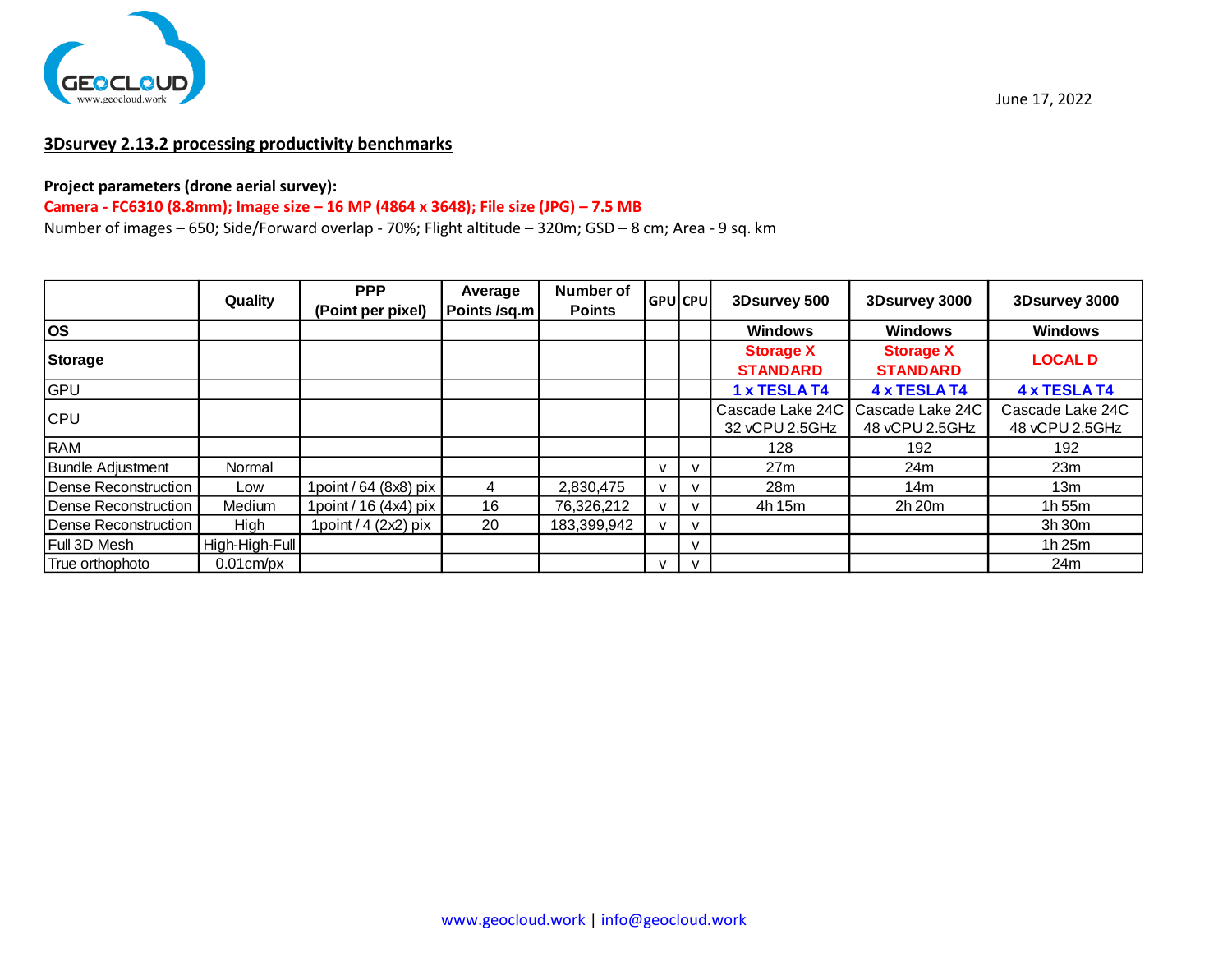June 17, 2022

**3Dsurvey 2.13.2 processing productivity benchmarks**

**Project parameters (drone aerial survey):**

**Camera - FC6310 (8.8mm); Image size – 16 MP (4864 x 3648); File size (JPG) – 7.5 MB**

Number of images – 650; Side/Forward overlap - 70%; Flight altitude – 320m; GSD – 8 cm; Area - 9 sq. km

| | Quality | PPP (Point per pixel) | Average Points /sq.m | Number of Points | GPU | CPU | 3Dsurvey 500 | 3Dsurvey 3000 | 3Dsurvey 3000 |
|---|---|---|---|---|---|---|---|---|---|
| **OS** | | | | | | | **Windows** | **Windows** | **Windows** |
| **Storage** | | | | | | | **Storage X STANDARD** | **Storage X STANDARD** | **LOCAL D** |
| GPU | | | | | | | **1 x TESLA T4** | **4 x TESLA T4** | **4 x TESLA T4** |
| CPU | | | | | | | Cascade Lake 24C 32 vCPU 2.5GHz | Cascade Lake 24C 48 vCPU 2.5GHz | Cascade Lake 24C 48 vCPU 2.5GHz |
| RAM | | | | | | | 128 | 192 | 192 |
| Bundle Adjustment | Normal | | | | v | v | 27m | 24m | 23m |
| Dense Reconstruction | Low | 1point / 64 (8x8) pix | 4 | 2,830,475 | v | v | 28m | 14m | 13m |
| Dense Reconstruction | Medium | 1point / 16 (4x4) pix | 16 | 76,326,212 | v | v | 4h 15m | 2h 20m | 1h 55m |
| Dense Reconstruction | High | 1point / 4 (2x2) pix | 20 | 183,399,942 | v | v | | | 3h 30m |
| Full 3D Mesh | High-High-Full | | | | | v | | | 1h 25m |
| True orthophoto | 0.01cm/px | | | | v | v | | | 24m |

www.geocloud.work | info@geocloud.work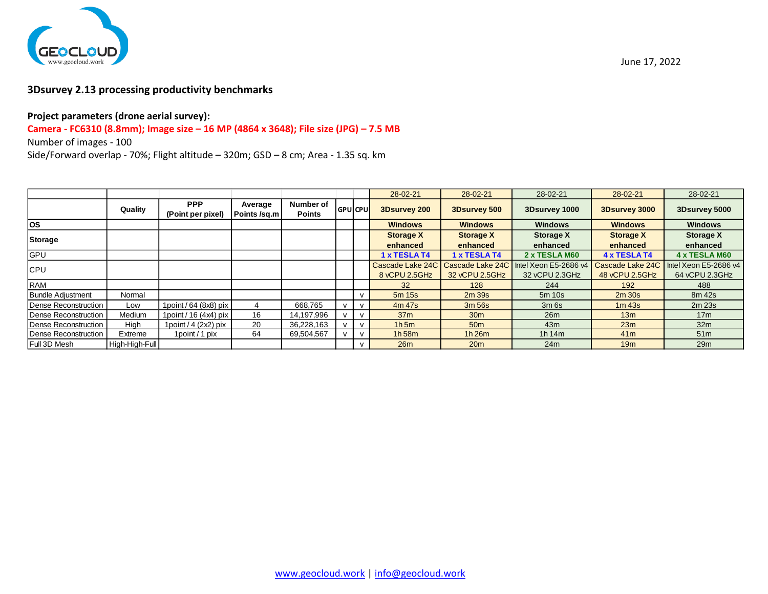June 17, 2022

## 3Dsurvey 2.13 processing productivity benchmarks

**Project parameters (drone aerial survey):**

**Camera - FC6310 (8.8mm); Image size – 16 MP (4864 x 3648); File size (JPG) – 7.5 MB**

Number of images - 100

Side/Forward overlap - 70%; Flight altitude – 320m; GSD – 8 cm; Area - 1.35 sq. km

| | | | | | | | 28-02-21 | 28-02-21 | 28-02-21 | 28-02-21 | 28-02-21 |
|---|---|---|---|---|---|---|---|---|---|---|---|
| | **Quality** | **PPP (Point per pixel)** | **Average Points /sq.m** | **Number of Points** | **GPU** | **CPU** | **3Dsurvey 200** | **3Dsurvey 500** | **3Dsurvey 1000** | **3Dsurvey 3000** | **3Dsurvey 5000** |
| **OS** | | | | | | | **Windows** | **Windows** | **Windows** | **Windows** | **Windows** |
| **Storage** | | | | | | | **Storage X enhanced** | **Storage X enhanced** | **Storage X enhanced** | **Storage X enhanced** | **Storage X enhanced** |
| GPU | | | | | | | **1 x TESLA T4** | **1 x TESLA T4** | **2 x TESLA M60** | **4 x TESLA T4** | **4 x TESLA M60** |
| CPU | | | | | | | Cascade Lake 24C 8 vCPU 2.5GHz | Cascade Lake 24C 32 vCPU 2.5GHz | Intel Xeon E5-2686 v4 32 vCPU 2.3GHz | Cascade Lake 24C 48 vCPU 2.5GHz | Intel Xeon E5-2686 v4 64 vCPU 2.3GHz |
| RAM | | | | | | | 32 | 128 | 244 | 192 | 488 |
| Bundle Adjustment | Normal | | | | | v | 5m 15s | 2m 39s | 5m 10s | 2m 30s | 8m 42s |
| Dense Reconstruction | Low | 1point / 64 (8x8) pix | 4 | 668,765 | v | v | 4m 47s | 3m 56s | 3m 6s | 1m 43s | 2m 23s |
| Dense Reconstruction | Medium | 1point / 16 (4x4) pix | 16 | 14,197,996 | v | v | 37m | 30m | 26m | 13m | 17m |
| Dense Reconstruction | High | 1point / 4 (2x2) pix | 20 | 36,228,163 | v | v | 1h 5m | 50m | 43m | 23m | 32m |
| Dense Reconstruction | Extreme | 1point / 1 pix | 64 | 69,504,567 | v | v | 1h 58m | 1h 26m | 1h 14m | 41m | 51m |
| Full 3D Mesh | High-High-Full | | | | | v | 26m | 20m | 24m | 19m | 29m |

www.geocloud.work | info@geocloud.work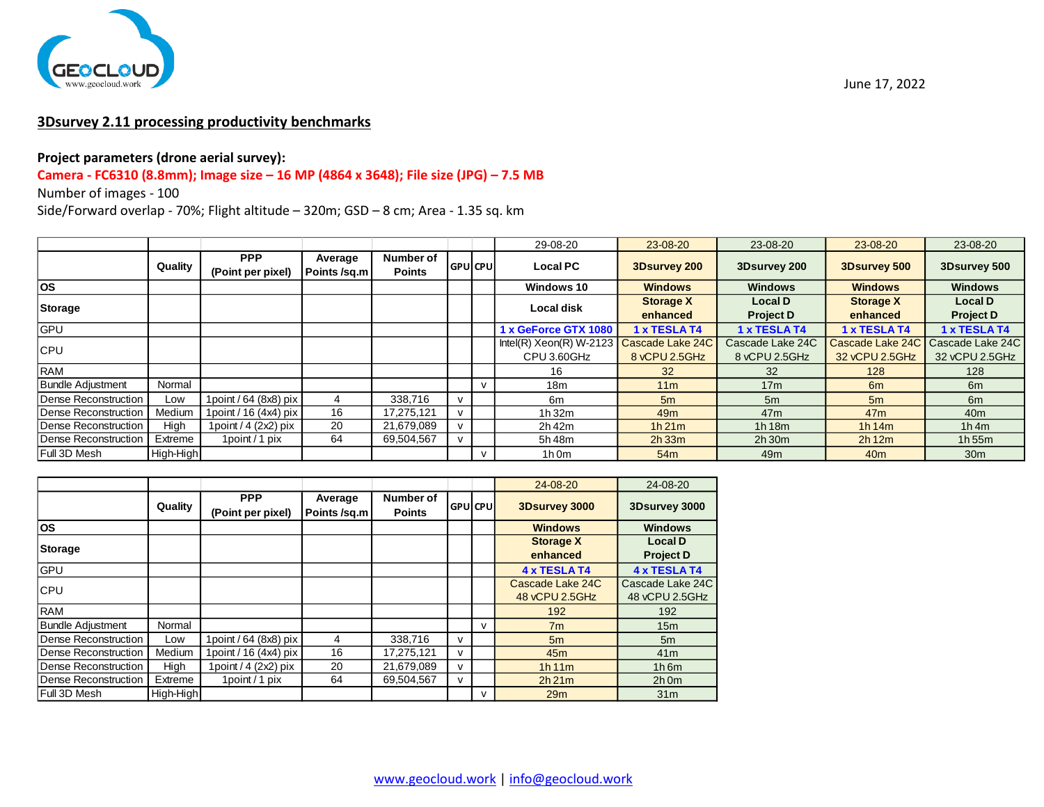GEOCLOUD www.geocloud.work

June 17, 2022

## 3Dsurvey 2.11 processing productivity benchmarks

**Project parameters (drone aerial survey):**

**Camera - FC6310 (8.8mm); Image size – 16 MP (4864 x 3648); File size (JPG) – 7.5 MB**

Number of images - 100

Side/Forward overlap - 70%; Flight altitude – 320m; GSD – 8 cm; Area - 1.35 sq. km

| | | | | | | | 29-08-20 | 23-08-20 | 23-08-20 | 23-08-20 | 23-08-20 |
|---|---|---|---|---|---|---|---|---|---|---|---|
| | **Quality** | **PPP (Point per pixel)** | **Average Points /sq.m** | **Number of Points** | **GPU** | **CPU** | **Local PC** | **3Dsurvey 200** | **3Dsurvey 200** | **3Dsurvey 500** | **3Dsurvey 500** |
| **OS** | | | | | | | **Windows 10** | **Windows** | **Windows** | **Windows** | **Windows** |
| **Storage** | | | | | | | **Local disk** | **Storage X enhanced** | **Local D Project D** | **Storage X enhanced** | **Local D Project D** |
| GPU | | | | | | | **1 x GeForce GTX 1080** | **1 x TESLA T4** | **1 x TESLA T4** | **1 x TESLA T4** | **1 x TESLA T4** |
| CPU | | | | | | | Intel(R) Xeon(R) W-2123 CPU 3.60GHz | Cascade Lake 24C 8 vCPU 2.5GHz | Cascade Lake 24C 8 vCPU 2.5GHz | Cascade Lake 24C 32 vCPU 2.5GHz | Cascade Lake 24C 32 vCPU 2.5GHz |
| RAM | | | | | | | 16 | 32 | 32 | 128 | 128 |
| Bundle Adjustment | Normal | | | | | v | 18m | 11m | 17m | 6m | 6m |
| Dense Reconstruction | Low | 1point / 64 (8x8) pix | 4 | 338,716 | v | | 6m | 5m | 5m | 5m | 6m |
| Dense Reconstruction | Medium | 1point / 16 (4x4) pix | 16 | 17,275,121 | v | | 1h 32m | 49m | 47m | 47m | 40m |
| Dense Reconstruction | High | 1point / 4 (2x2) pix | 20 | 21,679,089 | v | | 2h 42m | 1h 21m | 1h 18m | 1h 14m | 1h 4m |
| Dense Reconstruction | Extreme | 1point / 1 pix | 64 | 69,504,567 | v | | 5h 48m | 2h 33m | 2h 30m | 2h 12m | 1h 55m |
| Full 3D Mesh | High-High | | | | | v | 1h 0m | 54m | 49m | 40m | 30m |

| | | | | | | | 24-08-20 | 24-08-20 |
|---|---|---|---|---|---|---|---|---|
| | **Quality** | **PPP (Point per pixel)** | **Average Points /sq.m** | **Number of Points** | **GPU** | **CPU** | **3Dsurvey 3000** | **3Dsurvey 3000** |
| **OS** | | | | | | | **Windows** | **Windows** |
| **Storage** | | | | | | | **Storage X enhanced** | **Local D Project D** |
| GPU | | | | | | | **4 x TESLA T4** | **4 x TESLA T4** |
| CPU | | | | | | | Cascade Lake 24C 48 vCPU 2.5GHz | Cascade Lake 24C 48 vCPU 2.5GHz |
| RAM | | | | | | | 192 | 192 |
| Bundle Adjustment | Normal | | | | | v | 7m | 15m |
| Dense Reconstruction | Low | 1point / 64 (8x8) pix | 4 | 338,716 | v | | 5m | 5m |
| Dense Reconstruction | Medium | 1point / 16 (4x4) pix | 16 | 17,275,121 | v | | 45m | 41m |
| Dense Reconstruction | High | 1point / 4 (2x2) pix | 20 | 21,679,089 | v | | 1h 11m | 1h 6m |
| Dense Reconstruction | Extreme | 1point / 1 pix | 64 | 69,504,567 | v | | 2h 21m | 2h 0m |
| Full 3D Mesh | High-High | | | | | v | 29m | 31m |

www.geocloud.work | info@geocloud.work